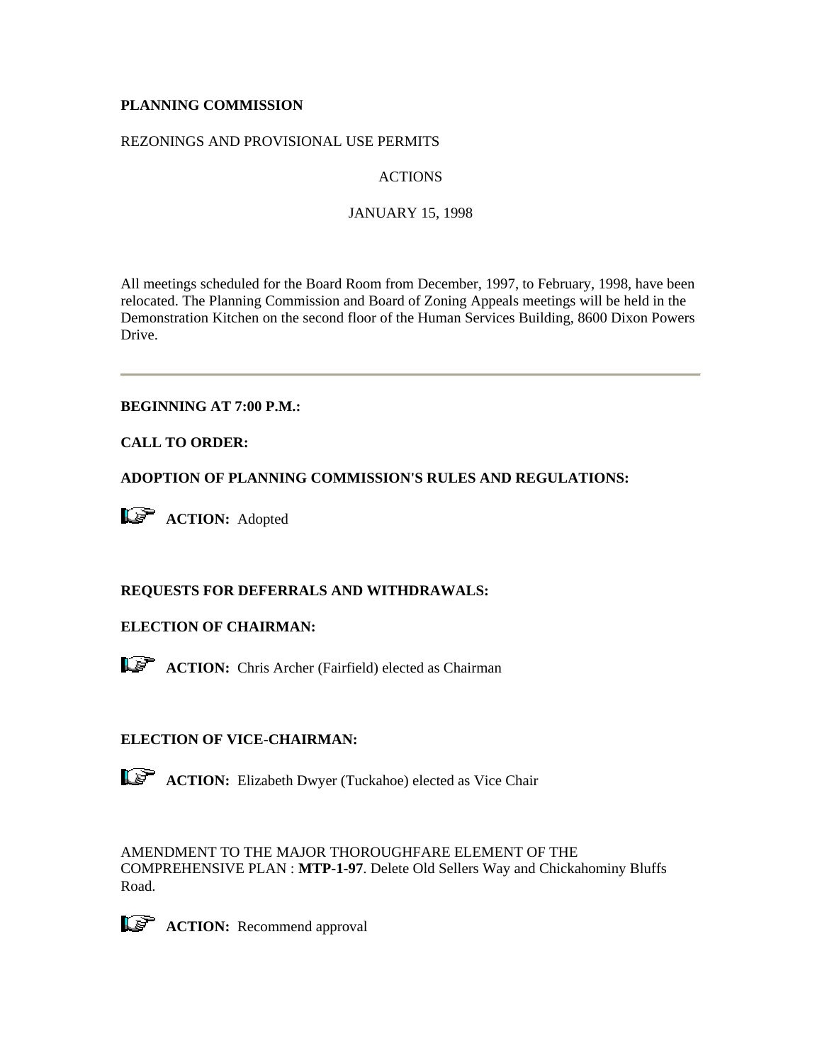**PLANNING COMMISSION**

REZONINGS AND PROVISIONAL USE PERMITS

ACTIONS

JANUARY 15, 1998

All meetings scheduled for the Board Room from December, 1997, to February, 1998, have been relocated. The Planning Commission and Board of Zoning Appeals meetings will be held in the Demonstration Kitchen on the second floor of the Human Services Building, 8600 Dixon Powers Drive.

---

**BEGINNING AT 7:00 P.M.:**

**CALL TO ORDER:**

**ADOPTION OF PLANNING COMMISSION'S RULES AND REGULATIONS:**

**ACTION:** Adopted

**REQUESTS FOR DEFERRALS AND WITHDRAWALS:**

**ELECTION OF CHAIRMAN:**

**ACTION:** Chris Archer (Fairfield) elected as Chairman

**ELECTION OF VICE-CHAIRMAN:**

**ACTION:** Elizabeth Dwyer (Tuckahoe) elected as Vice Chair

AMENDMENT TO THE MAJOR THOROUGHFARE ELEMENT OF THE COMPREHENSIVE PLAN : **MTP-1-97**. Delete Old Sellers Way and Chickahominy Bluffs Road.

**ACTION:** Recommend approval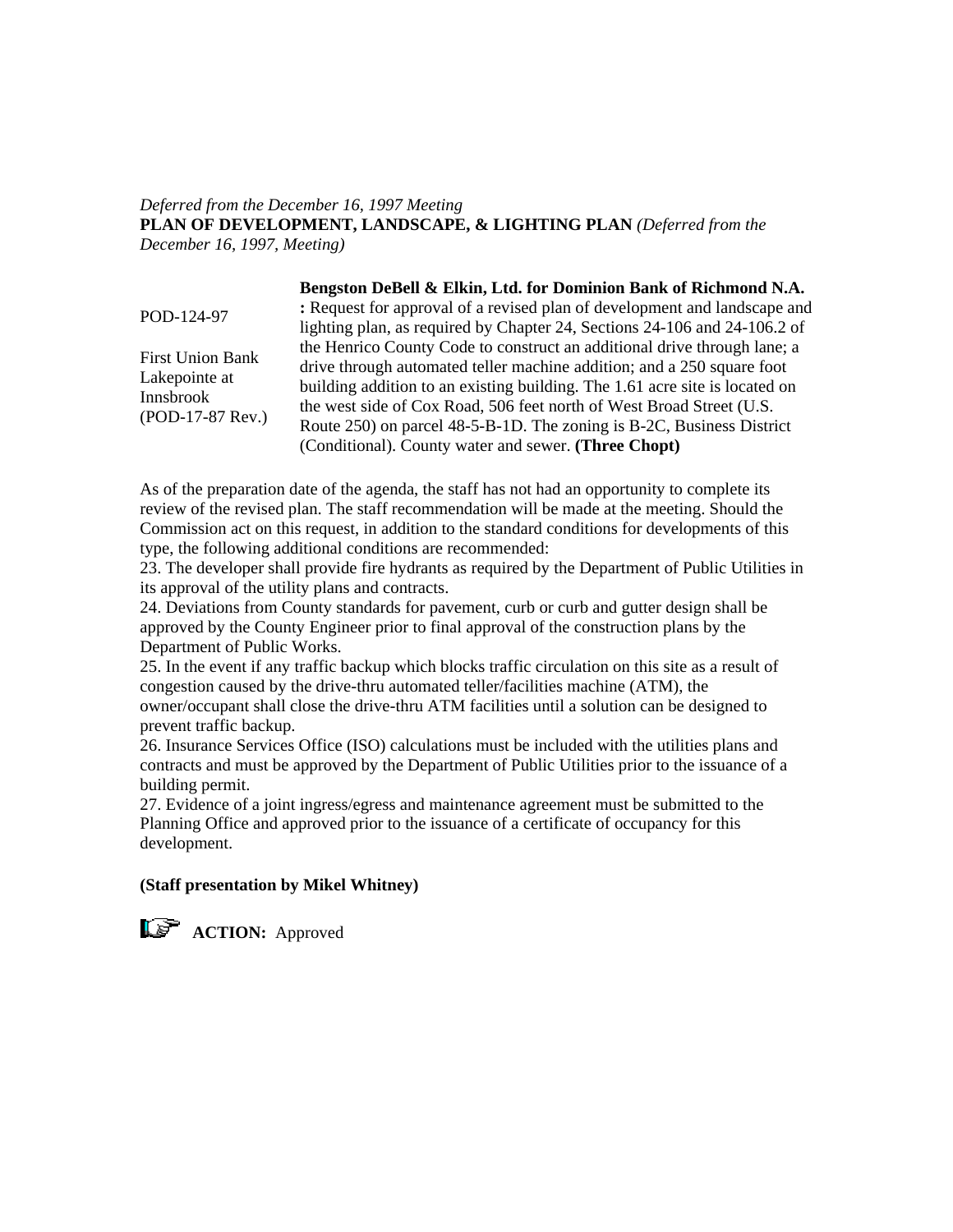*Deferred from the December 16, 1997 Meeting*

**PLAN OF DEVELOPMENT, LANDSCAPE, & LIGHTING PLAN** *(Deferred from the December 16, 1997, Meeting)*

| | |
|---|---|
| POD-124-97<br><br>First Union Bank Lakepointe at Innsbrook (POD-17-87 Rev.) | **Bengston DeBell & Elkin, Ltd. for Dominion Bank of Richmond N.A. :** Request for approval of a revised plan of development and landscape and lighting plan, as required by Chapter 24, Sections 24-106 and 24-106.2 of the Henrico County Code to construct an additional drive through lane; a drive through automated teller machine addition; and a 250 square foot building addition to an existing building. The 1.61 acre site is located on the west side of Cox Road, 506 feet north of West Broad Street (U.S. Route 250) on parcel 48-5-B-1D. The zoning is B-2C, Business District (Conditional). County water and sewer. **(Three Chopt)** |

As of the preparation date of the agenda, the staff has not had an opportunity to complete its review of the revised plan. The staff recommendation will be made at the meeting. Should the Commission act on this request, in addition to the standard conditions for developments of this type, the following additional conditions are recommended:

23. The developer shall provide fire hydrants as required by the Department of Public Utilities in its approval of the utility plans and contracts.
24. Deviations from County standards for pavement, curb or curb and gutter design shall be approved by the County Engineer prior to final approval of the construction plans by the Department of Public Works.
25. In the event if any traffic backup which blocks traffic circulation on this site as a result of congestion caused by the drive-thru automated teller/facilities machine (ATM), the owner/occupant shall close the drive-thru ATM facilities until a solution can be designed to prevent traffic backup.
26. Insurance Services Office (ISO) calculations must be included with the utilities plans and contracts and must be approved by the Department of Public Utilities prior to the issuance of a building permit.
27. Evidence of a joint ingress/egress and maintenance agreement must be submitted to the Planning Office and approved prior to the issuance of a certificate of occupancy for this development.

**(Staff presentation by Mikel Whitney)**

**ACTION:** Approved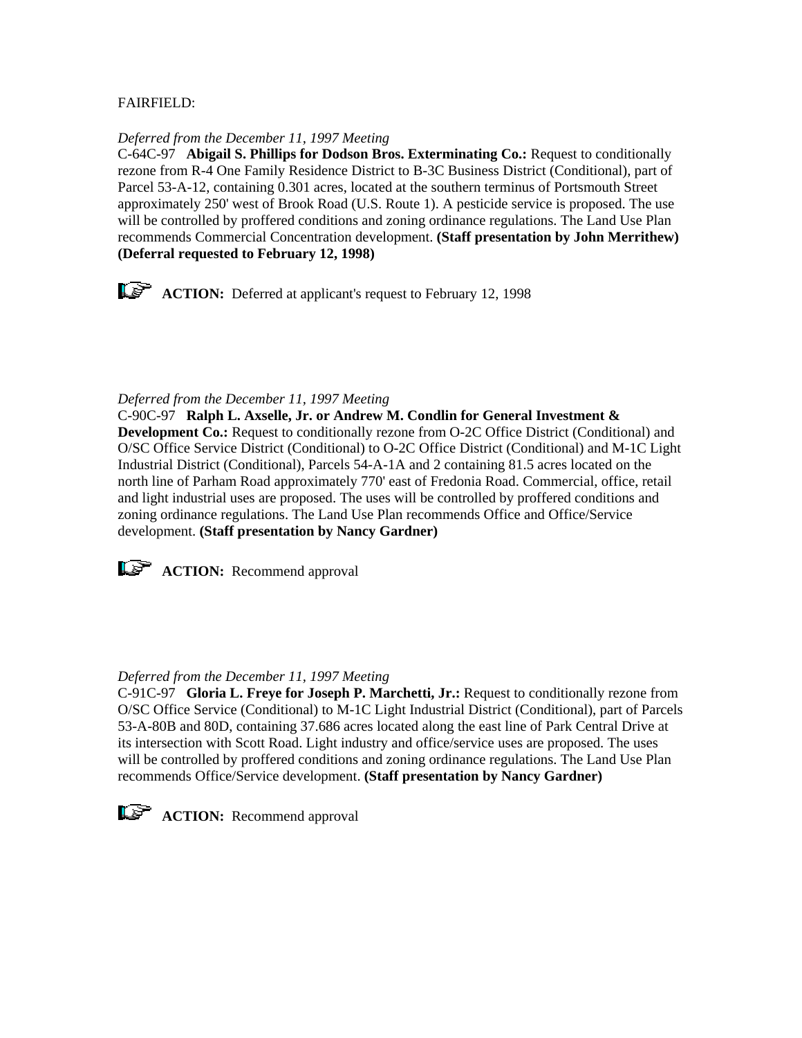FAIRFIELD:

*Deferred from the December 11, 1997 Meeting*
C-64C-97 **Abigail S. Phillips for Dodson Bros. Exterminating Co.:** Request to conditionally rezone from R-4 One Family Residence District to B-3C Business District (Conditional), part of Parcel 53-A-12, containing 0.301 acres, located at the southern terminus of Portsmouth Street approximately 250' west of Brook Road (U.S. Route 1). A pesticide service is proposed. The use will be controlled by proffered conditions and zoning ordinance regulations. The Land Use Plan recommends Commercial Concentration development. **(Staff presentation by John Merrithew) (Deferral requested to February 12, 1998)**

**ACTION:** Deferred at applicant's request to February 12, 1998

*Deferred from the December 11, 1997 Meeting*
C-90C-97 **Ralph L. Axselle, Jr. or Andrew M. Condlin for General Investment & Development Co.:** Request to conditionally rezone from O-2C Office District (Conditional) and O/SC Office Service District (Conditional) to O-2C Office District (Conditional) and M-1C Light Industrial District (Conditional), Parcels 54-A-1A and 2 containing 81.5 acres located on the north line of Parham Road approximately 770' east of Fredonia Road. Commercial, office, retail and light industrial uses are proposed. The uses will be controlled by proffered conditions and zoning ordinance regulations. The Land Use Plan recommends Office and Office/Service development. **(Staff presentation by Nancy Gardner)**

**ACTION:** Recommend approval

*Deferred from the December 11, 1997 Meeting*
C-91C-97 **Gloria L. Freye for Joseph P. Marchetti, Jr.:** Request to conditionally rezone from O/SC Office Service (Conditional) to M-1C Light Industrial District (Conditional), part of Parcels 53-A-80B and 80D, containing 37.686 acres located along the east line of Park Central Drive at its intersection with Scott Road. Light industry and office/service uses are proposed. The uses will be controlled by proffered conditions and zoning ordinance regulations. The Land Use Plan recommends Office/Service development. **(Staff presentation by Nancy Gardner)**

**ACTION:** Recommend approval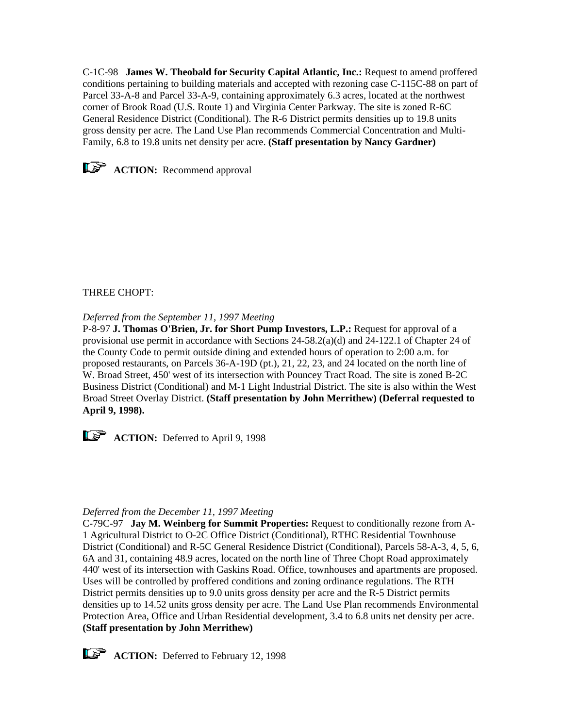C-1C-98 **James W. Theobald for Security Capital Atlantic, Inc.:** Request to amend proffered conditions pertaining to building materials and accepted with rezoning case C-115C-88 on part of Parcel 33-A-8 and Parcel 33-A-9, containing approximately 6.3 acres, located at the northwest corner of Brook Road (U.S. Route 1) and Virginia Center Parkway. The site is zoned R-6C General Residence District (Conditional). The R-6 District permits densities up to 19.8 units gross density per acre. The Land Use Plan recommends Commercial Concentration and Multi-Family, 6.8 to 19.8 units net density per acre. **(Staff presentation by Nancy Gardner)**

**ACTION:** Recommend approval

THREE CHOPT:

*Deferred from the September 11, 1997 Meeting*

P-8-97 **J. Thomas O'Brien, Jr. for Short Pump Investors, L.P.:** Request for approval of a provisional use permit in accordance with Sections 24-58.2(a)(d) and 24-122.1 of Chapter 24 of the County Code to permit outside dining and extended hours of operation to 2:00 a.m. for proposed restaurants, on Parcels 36-A-19D (pt.), 21, 22, 23, and 24 located on the north line of W. Broad Street, 450' west of its intersection with Pouncey Tract Road. The site is zoned B-2C Business District (Conditional) and M-1 Light Industrial District. The site is also within the West Broad Street Overlay District. **(Staff presentation by John Merrithew) (Deferral requested to April 9, 1998).**

**ACTION:** Deferred to April 9, 1998

*Deferred from the December 11, 1997 Meeting*

C-79C-97 **Jay M. Weinberg for Summit Properties:** Request to conditionally rezone from A-1 Agricultural District to O-2C Office District (Conditional), RTHC Residential Townhouse District (Conditional) and R-5C General Residence District (Conditional), Parcels 58-A-3, 4, 5, 6, 6A and 31, containing 48.9 acres, located on the north line of Three Chopt Road approximately 440' west of its intersection with Gaskins Road. Office, townhouses and apartments are proposed. Uses will be controlled by proffered conditions and zoning ordinance regulations. The RTH District permits densities up to 9.0 units gross density per acre and the R-5 District permits densities up to 14.52 units gross density per acre. The Land Use Plan recommends Environmental Protection Area, Office and Urban Residential development, 3.4 to 6.8 units net density per acre. **(Staff presentation by John Merrithew)**

**ACTION:** Deferred to February 12, 1998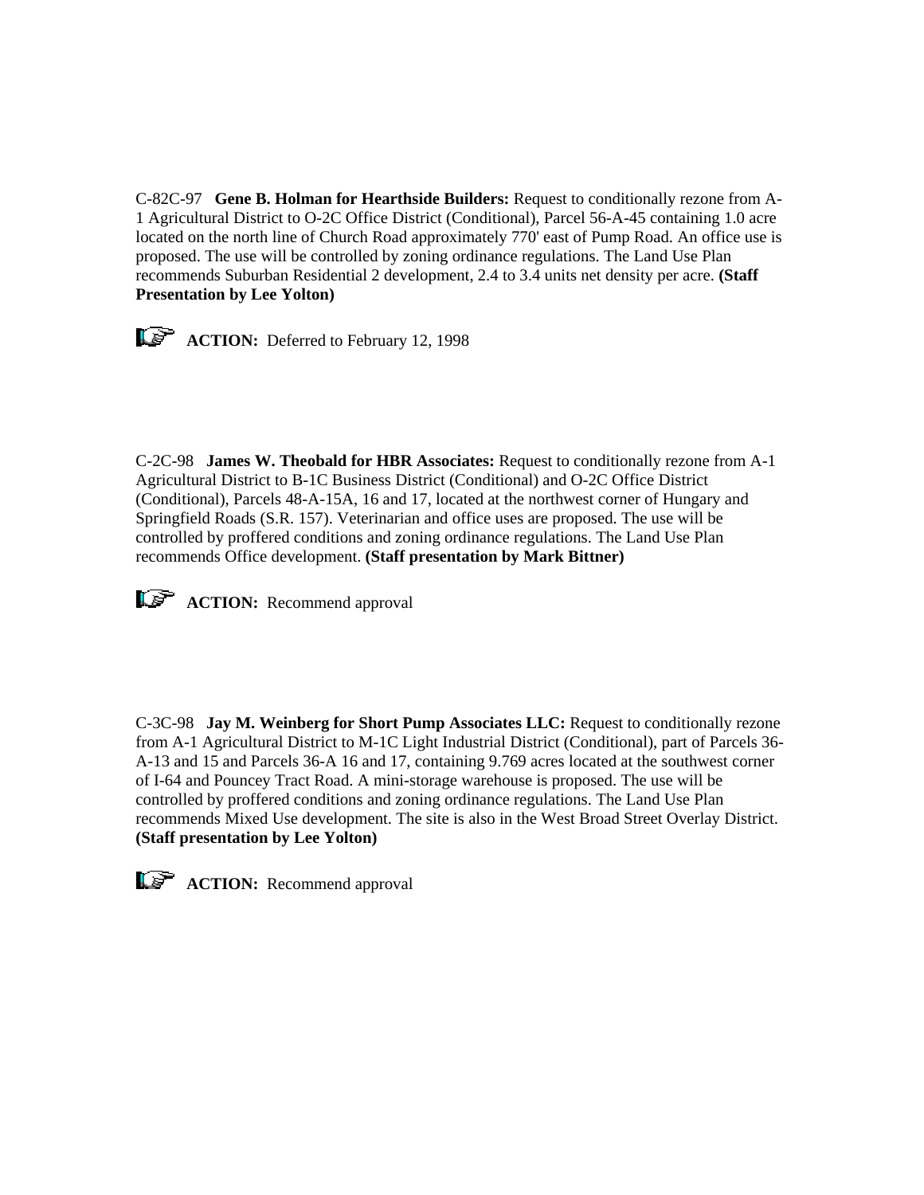C-82C-97 **Gene B. Holman for Hearthside Builders:** Request to conditionally rezone from A-1 Agricultural District to O-2C Office District (Conditional), Parcel 56-A-45 containing 1.0 acre located on the north line of Church Road approximately 770' east of Pump Road. An office use is proposed. The use will be controlled by zoning ordinance regulations. The Land Use Plan recommends Suburban Residential 2 development, 2.4 to 3.4 units net density per acre. **(Staff Presentation by Lee Yolton)**

☞ **ACTION:** Deferred to February 12, 1998

C-2C-98 **James W. Theobald for HBR Associates:** Request to conditionally rezone from A-1 Agricultural District to B-1C Business District (Conditional) and O-2C Office District (Conditional), Parcels 48-A-15A, 16 and 17, located at the northwest corner of Hungary and Springfield Roads (S.R. 157). Veterinarian and office uses are proposed. The use will be controlled by proffered conditions and zoning ordinance regulations. The Land Use Plan recommends Office development. **(Staff presentation by Mark Bittner)**

☞ **ACTION:** Recommend approval

C-3C-98 **Jay M. Weinberg for Short Pump Associates LLC:** Request to conditionally rezone from A-1 Agricultural District to M-1C Light Industrial District (Conditional), part of Parcels 36-A-13 and 15 and Parcels 36-A 16 and 17, containing 9.769 acres located at the southwest corner of I-64 and Pouncey Tract Road. A mini-storage warehouse is proposed. The use will be controlled by proffered conditions and zoning ordinance regulations. The Land Use Plan recommends Mixed Use development. The site is also in the West Broad Street Overlay District. **(Staff presentation by Lee Yolton)**

☞ **ACTION:** Recommend approval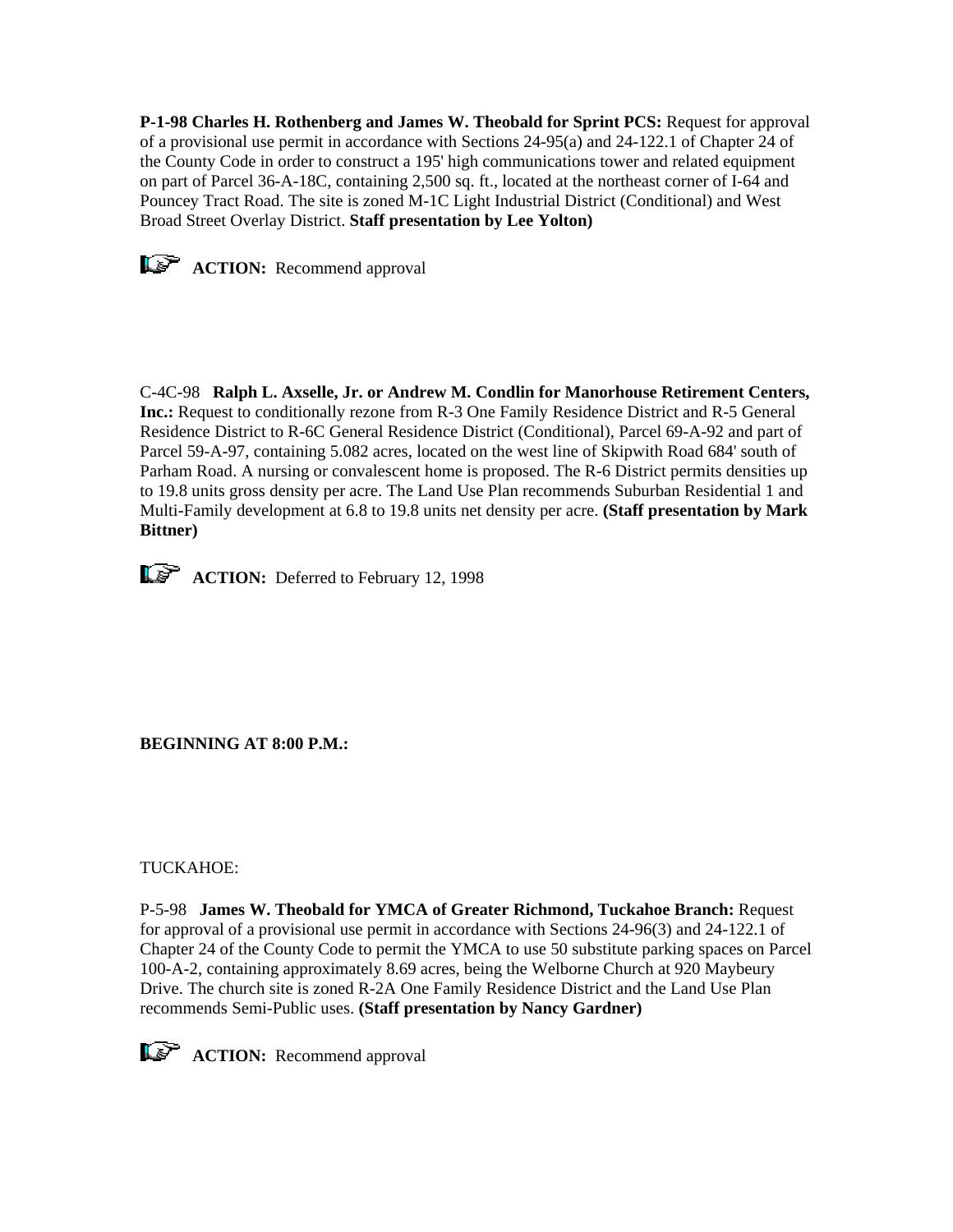**P-1-98 Charles H. Rothenberg and James W. Theobald for Sprint PCS:** Request for approval of a provisional use permit in accordance with Sections 24-95(a) and 24-122.1 of Chapter 24 of the County Code in order to construct a 195' high communications tower and related equipment on part of Parcel 36-A-18C, containing 2,500 sq. ft., located at the northeast corner of I-64 and Pouncey Tract Road. The site is zoned M-1C Light Industrial District (Conditional) and West Broad Street Overlay District. **Staff presentation by Lee Yolton)**

**ACTION:** Recommend approval

C-4C-98 **Ralph L. Axselle, Jr. or Andrew M. Condlin for Manorhouse Retirement Centers, Inc.:** Request to conditionally rezone from R-3 One Family Residence District and R-5 General Residence District to R-6C General Residence District (Conditional), Parcel 69-A-92 and part of Parcel 59-A-97, containing 5.082 acres, located on the west line of Skipwith Road 684' south of Parham Road. A nursing or convalescent home is proposed. The R-6 District permits densities up to 19.8 units gross density per acre. The Land Use Plan recommends Suburban Residential 1 and Multi-Family development at 6.8 to 19.8 units net density per acre. **(Staff presentation by Mark Bittner)**

**ACTION:** Deferred to February 12, 1998

**BEGINNING AT 8:00 P.M.:**

TUCKAHOE:

P-5-98 **James W. Theobald for YMCA of Greater Richmond, Tuckahoe Branch:** Request for approval of a provisional use permit in accordance with Sections 24-96(3) and 24-122.1 of Chapter 24 of the County Code to permit the YMCA to use 50 substitute parking spaces on Parcel 100-A-2, containing approximately 8.69 acres, being the Welborne Church at 920 Maybeury Drive. The church site is zoned R-2A One Family Residence District and the Land Use Plan recommends Semi-Public uses. **(Staff presentation by Nancy Gardner)**

**ACTION:** Recommend approval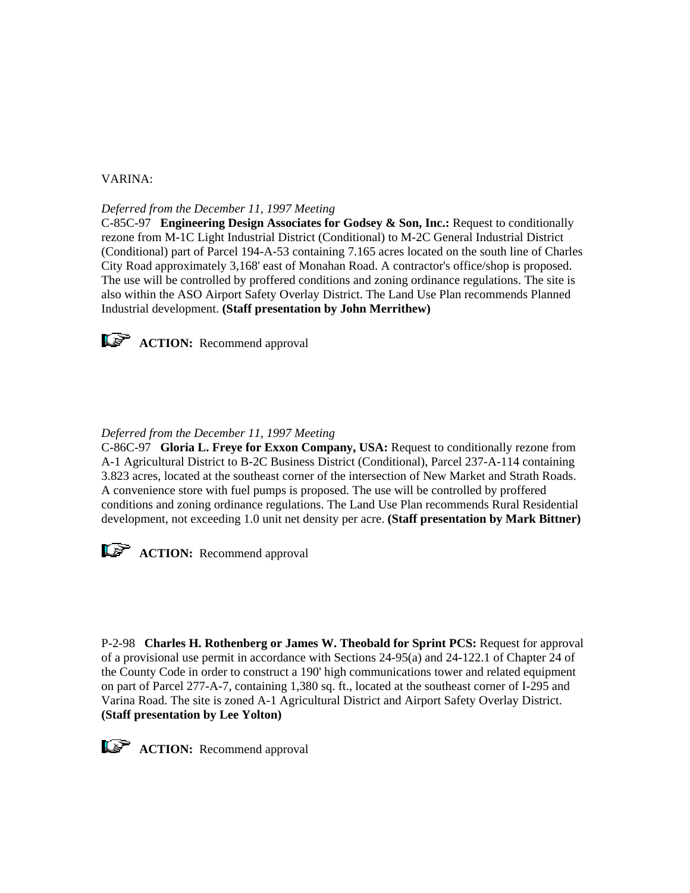VARINA:

*Deferred from the December 11, 1997 Meeting*
C-85C-97 **Engineering Design Associates for Godsey & Son, Inc.:** Request to conditionally rezone from M-1C Light Industrial District (Conditional) to M-2C General Industrial District (Conditional) part of Parcel 194-A-53 containing 7.165 acres located on the south line of Charles City Road approximately 3,168' east of Monahan Road. A contractor's office/shop is proposed. The use will be controlled by proffered conditions and zoning ordinance regulations. The site is also within the ASO Airport Safety Overlay District. The Land Use Plan recommends Planned Industrial development. **(Staff presentation by John Merrithew)**

**ACTION:** Recommend approval

*Deferred from the December 11, 1997 Meeting*
C-86C-97 **Gloria L. Freye for Exxon Company, USA:** Request to conditionally rezone from A-1 Agricultural District to B-2C Business District (Conditional), Parcel 237-A-114 containing 3.823 acres, located at the southeast corner of the intersection of New Market and Strath Roads. A convenience store with fuel pumps is proposed. The use will be controlled by proffered conditions and zoning ordinance regulations. The Land Use Plan recommends Rural Residential development, not exceeding 1.0 unit net density per acre. **(Staff presentation by Mark Bittner)**

**ACTION:** Recommend approval

P-2-98 **Charles H. Rothenberg or James W. Theobald for Sprint PCS:** Request for approval of a provisional use permit in accordance with Sections 24-95(a) and 24-122.1 of Chapter 24 of the County Code in order to construct a 190' high communications tower and related equipment on part of Parcel 277-A-7, containing 1,380 sq. ft., located at the southeast corner of I-295 and Varina Road. The site is zoned A-1 Agricultural District and Airport Safety Overlay District. **(Staff presentation by Lee Yolton)**

**ACTION:** Recommend approval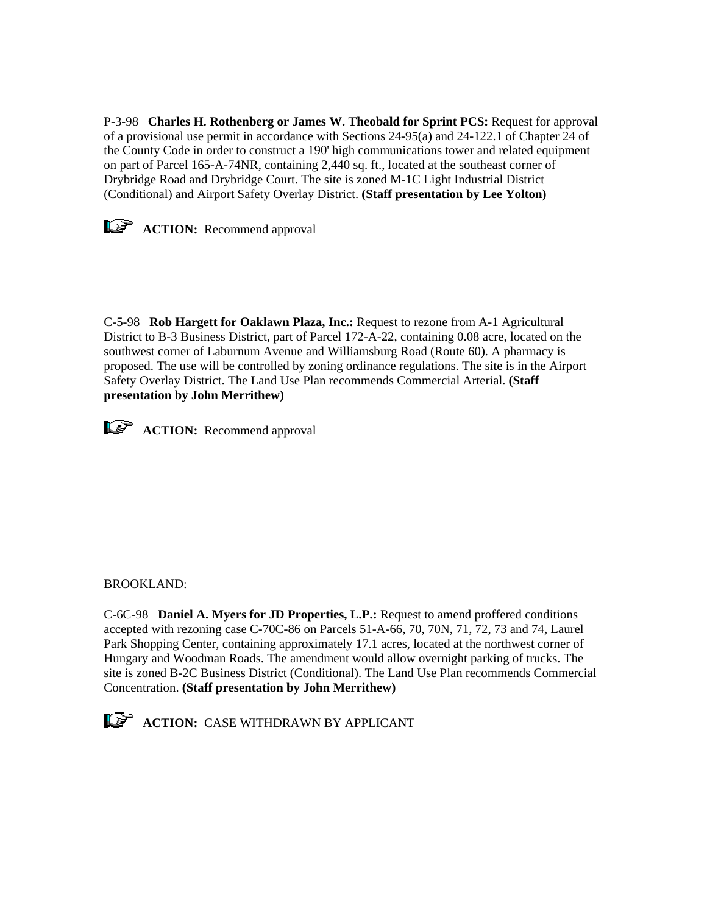P-3-98 **Charles H. Rothenberg or James W. Theobald for Sprint PCS:** Request for approval of a provisional use permit in accordance with Sections 24-95(a) and 24-122.1 of Chapter 24 of the County Code in order to construct a 190' high communications tower and related equipment on part of Parcel 165-A-74NR, containing 2,440 sq. ft., located at the southeast corner of Drybridge Road and Drybridge Court. The site is zoned M-1C Light Industrial District (Conditional) and Airport Safety Overlay District. **(Staff presentation by Lee Yolton)**

☞ **ACTION:** Recommend approval

C-5-98 **Rob Hargett for Oaklawn Plaza, Inc.:** Request to rezone from A-1 Agricultural District to B-3 Business District, part of Parcel 172-A-22, containing 0.08 acre, located on the southwest corner of Laburnum Avenue and Williamsburg Road (Route 60). A pharmacy is proposed. The use will be controlled by zoning ordinance regulations. The site is in the Airport Safety Overlay District. The Land Use Plan recommends Commercial Arterial. **(Staff presentation by John Merrithew)**

☞ **ACTION:** Recommend approval

BROOKLAND:

C-6C-98 **Daniel A. Myers for JD Properties, L.P.:** Request to amend proffered conditions accepted with rezoning case C-70C-86 on Parcels 51-A-66, 70, 70N, 71, 72, 73 and 74, Laurel Park Shopping Center, containing approximately 17.1 acres, located at the northwest corner of Hungary and Woodman Roads. The amendment would allow overnight parking of trucks. The site is zoned B-2C Business District (Conditional). The Land Use Plan recommends Commercial Concentration. **(Staff presentation by John Merrithew)**

☞ **ACTION:** CASE WITHDRAWN BY APPLICANT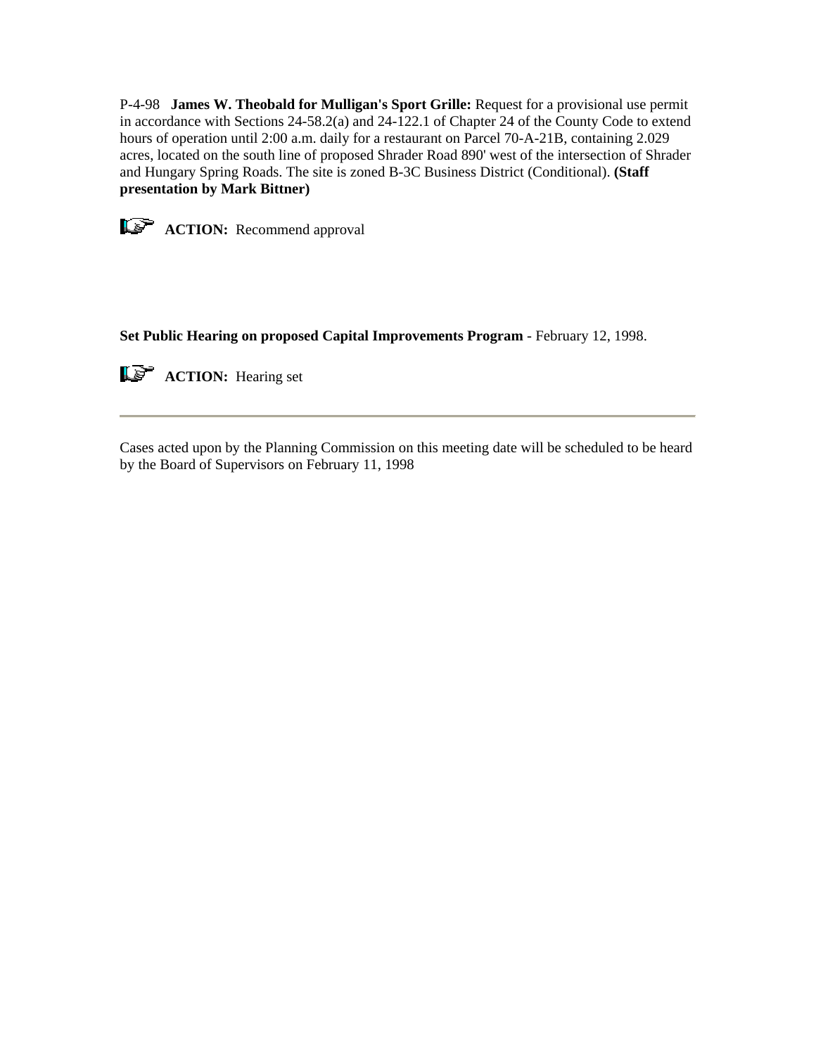P-4-98 **James W. Theobald for Mulligan's Sport Grille:** Request for a provisional use permit in accordance with Sections 24-58.2(a) and 24-122.1 of Chapter 24 of the County Code to extend hours of operation until 2:00 a.m. daily for a restaurant on Parcel 70-A-21B, containing 2.029 acres, located on the south line of proposed Shrader Road 890' west of the intersection of Shrader and Hungary Spring Roads. The site is zoned B-3C Business District (Conditional). **(Staff presentation by Mark Bittner)**

**ACTION:** Recommend approval

**Set Public Hearing on proposed Capital Improvements Program** - February 12, 1998.

**ACTION:** Hearing set

---

Cases acted upon by the Planning Commission on this meeting date will be scheduled to be heard by the Board of Supervisors on February 11, 1998